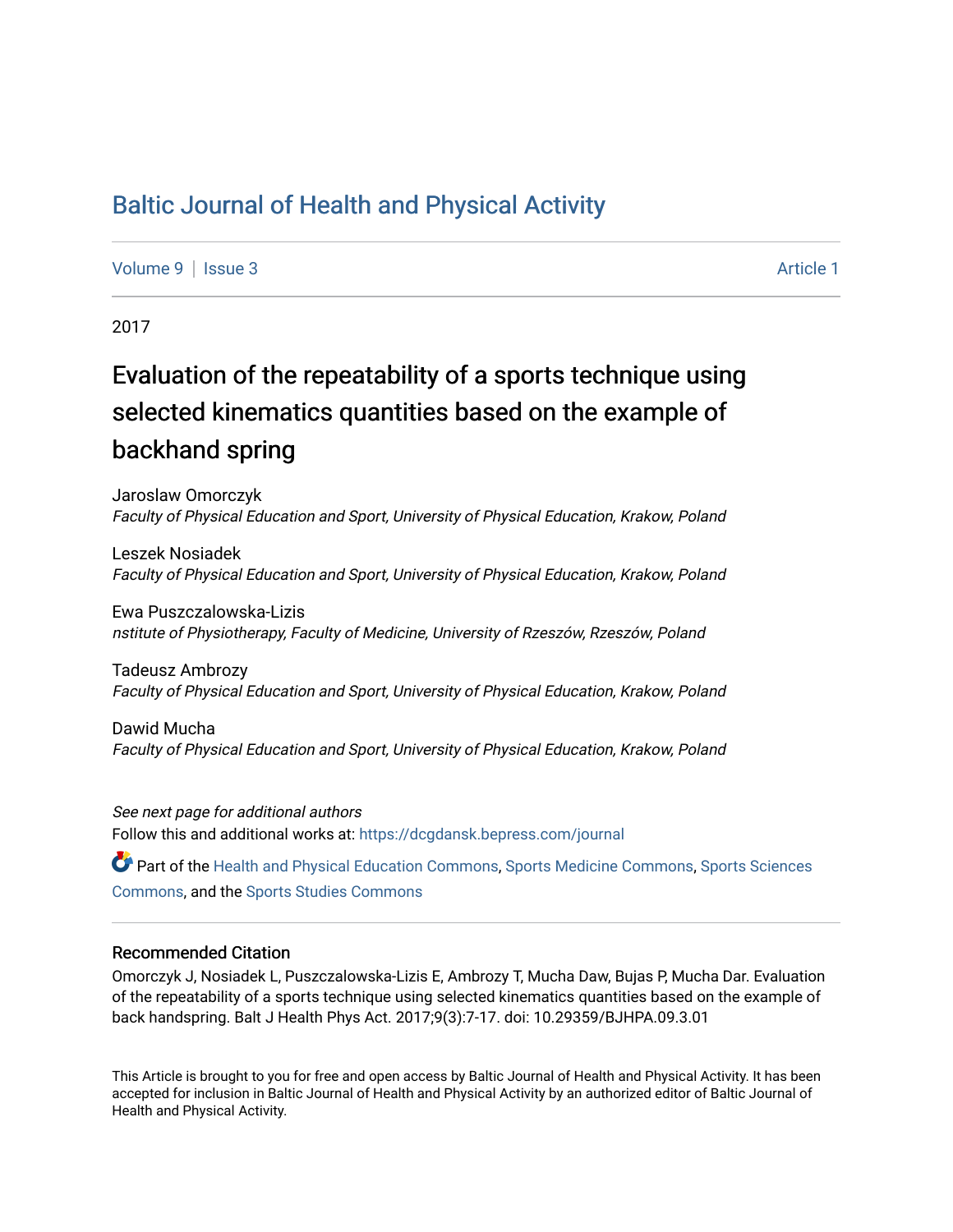# Baltic Journal of Health and Physical Activity

Volume 9 | Issue 3 Article 1

2017

## Evaluation of the repeatability of a sports technique using selected kinematics quantities based on the example of backhand spring

Jaroslaw Omorczyk
*Faculty of Physical Education and Sport, University of Physical Education, Krakow, Poland*

Leszek Nosiadek
*Faculty of Physical Education and Sport, University of Physical Education, Krakow, Poland*

Ewa Puszczalowska-Lizis
*nstitute of Physiotherapy, Faculty of Medicine, University of Rzeszów, Rzeszów, Poland*

Tadeusz Ambrozy
*Faculty of Physical Education and Sport, University of Physical Education, Krakow, Poland*

Dawid Mucha
*Faculty of Physical Education and Sport, University of Physical Education, Krakow, Poland*

*See next page for additional authors*

Follow this and additional works at: https://dcgdansk.bepress.com/journal

Part of the Health and Physical Education Commons, Sports Medicine Commons, Sports Sciences Commons, and the Sports Studies Commons

### Recommended Citation

Omorczyk J, Nosiadek L, Puszczalowska-Lizis E, Ambrozy T, Mucha Daw, Bujas P, Mucha Dar. Evaluation of the repeatability of a sports technique using selected kinematics quantities based on the example of back handspring. Balt J Health Phys Act. 2017;9(3):7-17. doi: 10.29359/BJHPA.09.3.01

This Article is brought to you for free and open access by Baltic Journal of Health and Physical Activity. It has been accepted for inclusion in Baltic Journal of Health and Physical Activity by an authorized editor of Baltic Journal of Health and Physical Activity.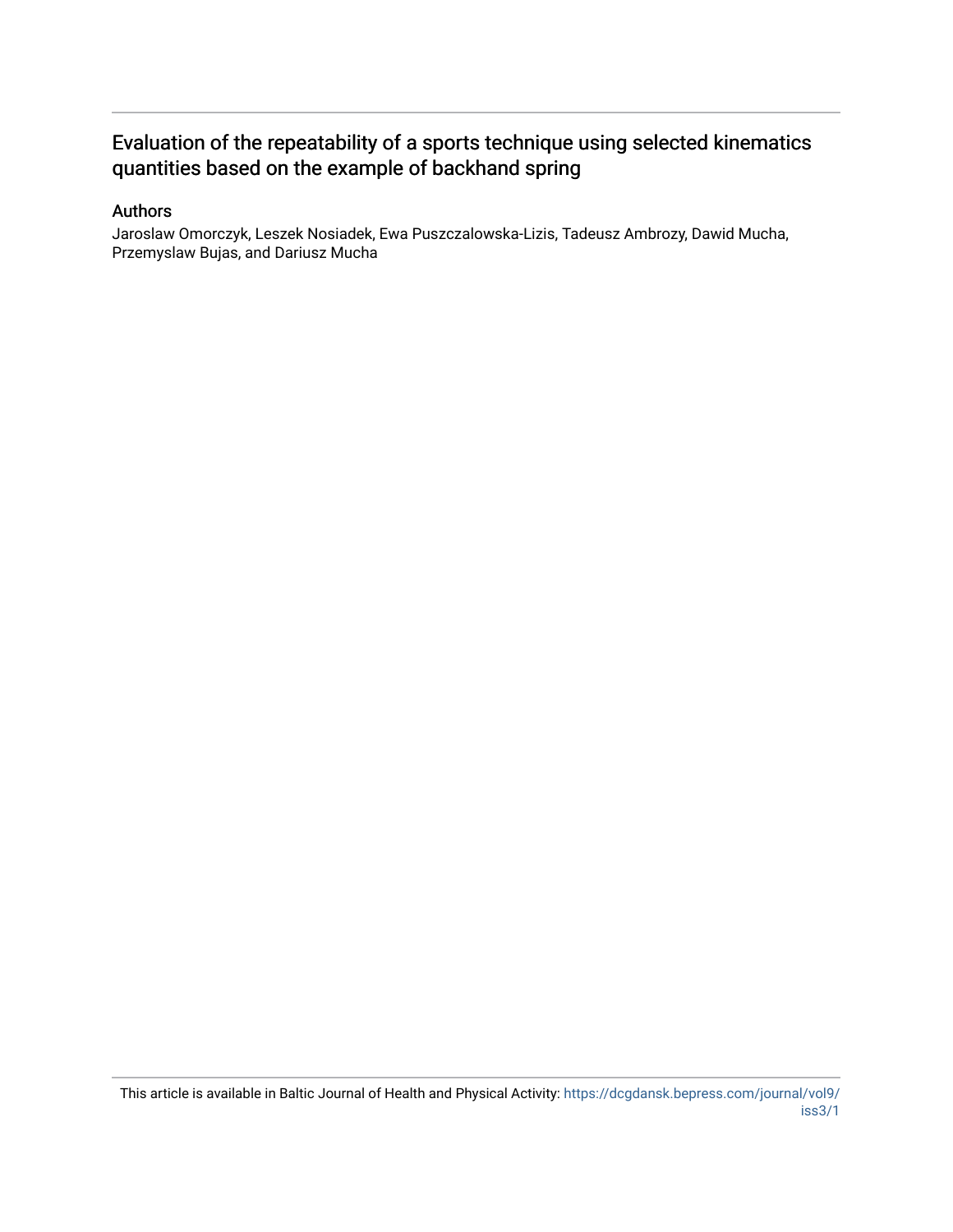# Evaluation of the repeatability of a sports technique using selected kinematics quantities based on the example of backhand spring

## Authors

Jaroslaw Omorczyk, Leszek Nosiadek, Ewa Puszczalowska-Lizis, Tadeusz Ambrozy, Dawid Mucha, Przemyslaw Bujas, and Dariusz Mucha

This article is available in Baltic Journal of Health and Physical Activity: https://dcgdansk.bepress.com/journal/vol9/iss3/1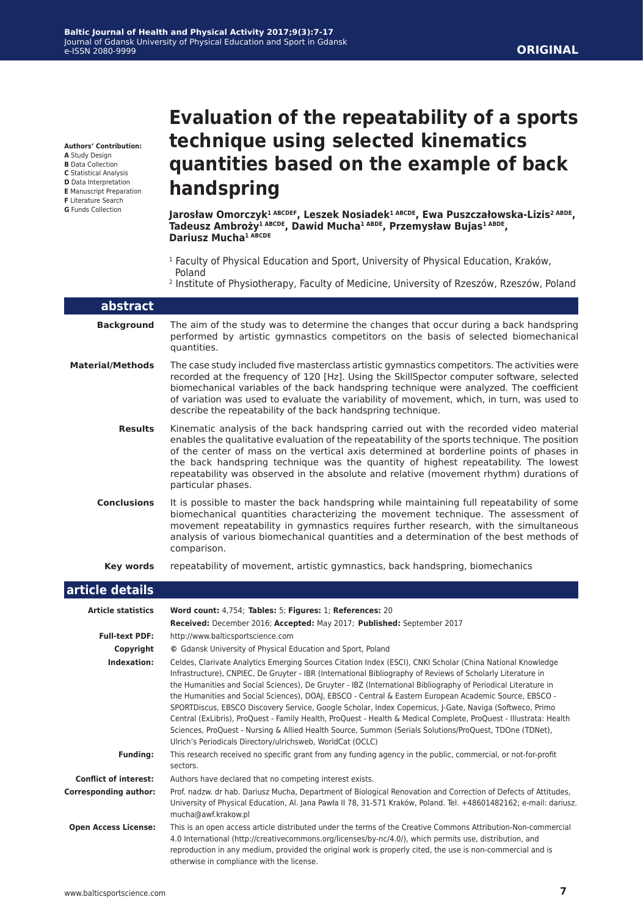**Authors' Contribution:**
**A** Study Design
**B** Data Collection
**C** Statistical Analysis
**D** Data Interpretation
**E** Manuscript Preparation
**F** Literature Search
**G** Funds Collection

# Evaluation of the repeatability of a sports technique using selected kinematics quantities based on the example of back handspring

**Jarosław Omorczyk[1 ABCDEF], Leszek Nosiadek[1 ABCDE], Ewa Puszczałowska-Lizis[2 ABDE], Tadeusz Ambroży[1 ABCDE], Dawid Mucha[1 ABDE], Przemysław Bujas[1 ABDE], Dariusz Mucha[1 ABCDE]**

[1] Faculty of Physical Education and Sport, University of Physical Education, Kraków, Poland
[2] Institute of Physiotherapy, Faculty of Medicine, University of Rzeszów, Rzeszów, Poland

## abstract

**Background** The aim of the study was to determine the changes that occur during a back handspring performed by artistic gymnastics competitors on the basis of selected biomechanical quantities.

**Material/Methods** The case study included five masterclass artistic gymnastics competitors. The activities were recorded at the frequency of 120 [Hz]. Using the SkillSpector computer software, selected biomechanical variables of the back handspring technique were analyzed. The coefficient of variation was used to evaluate the variability of movement, which, in turn, was used to describe the repeatability of the back handspring technique.

**Results** Kinematic analysis of the back handspring carried out with the recorded video material enables the qualitative evaluation of the repeatability of the sports technique. The position of the center of mass on the vertical axis determined at borderline points of phases in the back handspring technique was the quantity of highest repeatability. The lowest repeatability was observed in the absolute and relative (movement rhythm) durations of particular phases.

**Conclusions** It is possible to master the back handspring while maintaining full repeatability of some biomechanical quantities characterizing the movement technique. The assessment of movement repeatability in gymnastics requires further research, with the simultaneous analysis of various biomechanical quantities and a determination of the best methods of comparison.

**Key words** repeatability of movement, artistic gymnastics, back handspring, biomechanics

## article details

**Article statistics** **Word count:** 4,754; **Tables:** 5; **Figures:** 1; **References:** 20
**Received:** December 2016; **Accepted:** May 2017; **Published:** September 2017

**Full-text PDF:** http://www.balticsportscience.com

**Copyright** © Gdansk University of Physical Education and Sport, Poland

**Indexation:** Celdes, Clarivate Analytics Emerging Sources Citation Index (ESCI), CNKI Scholar (China National Knowledge Infrastructure), CNPIEC, De Gruyter - IBR (International Bibliography of Reviews of Scholarly Literature in the Humanities and Social Sciences), De Gruyter - IBZ (International Bibliography of Periodical Literature in the Humanities and Social Sciences), DOAJ, EBSCO - Central & Eastern European Academic Source, EBSCO - SPORTDiscus, EBSCO Discovery Service, Google Scholar, Index Copernicus, J-Gate, Naviga (Softweco, Primo Central (ExLibris), ProQuest - Family Health, ProQuest - Health & Medical Complete, ProQuest - Illustrata: Health Sciences, ProQuest - Nursing & Allied Health Source, Summon (Serials Solutions/ProQuest, TDOne (TDNet), Ulrich's Periodicals Directory/ulrichsweb, WorldCat (OCLC)

**Funding:** This research received no specific grant from any funding agency in the public, commercial, or not-for-profit sectors.

**Conflict of interest:** Authors have declared that no competing interest exists.

**Corresponding author:** Prof. nadzw. dr hab. Dariusz Mucha, Department of Biological Renovation and Correction of Defects of Attitudes, University of Physical Education, Al. Jana Pawła II 78, 31-571 Kraków, Poland. Tel. +48601482162; e-mail: dariusz.mucha@awf.krakow.pl

**Open Access License:** This is an open access article distributed under the terms of the Creative Commons Attribution-Non-commercial 4.0 International (http://creativecommons.org/licenses/by-nc/4.0/), which permits use, distribution, and reproduction in any medium, provided the original work is properly cited, the use is non-commercial and is otherwise in compliance with the license.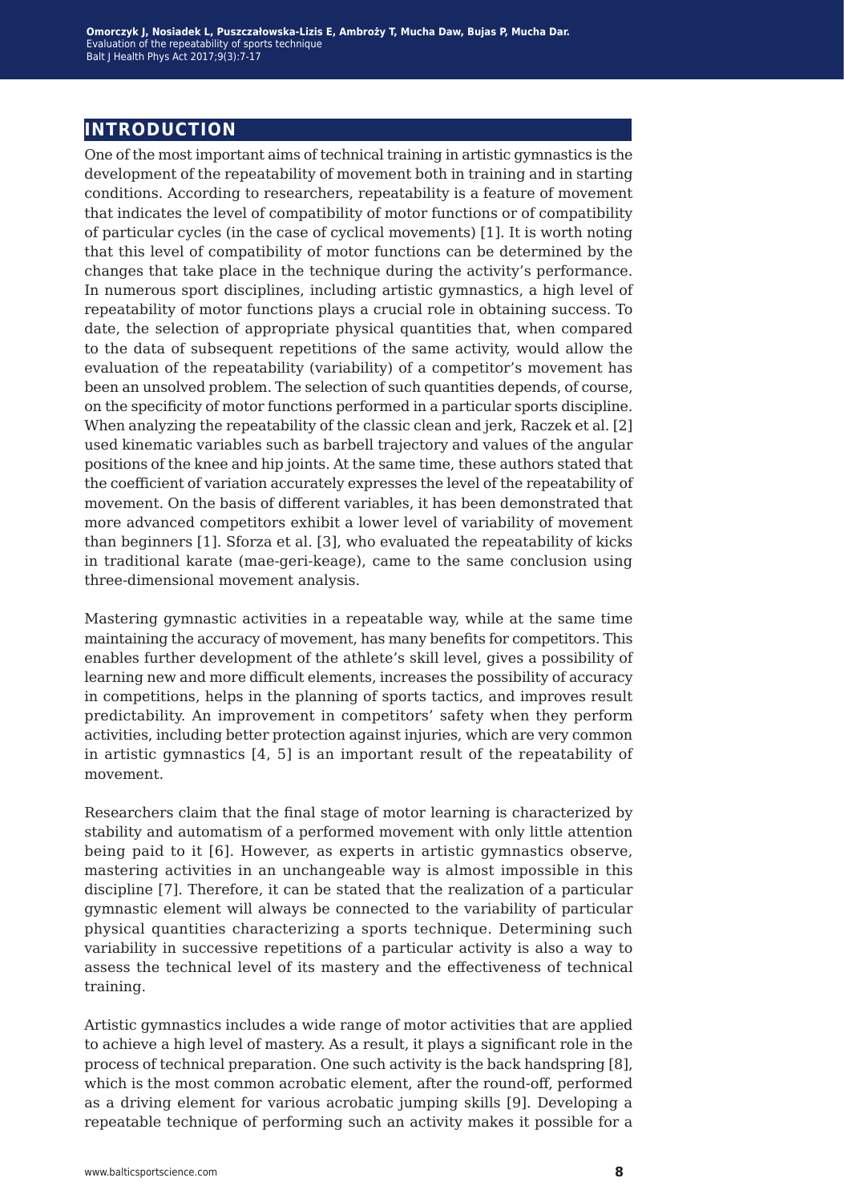## INTRODUCTION

One of the most important aims of technical training in artistic gymnastics is the development of the repeatability of movement both in training and in starting conditions. According to researchers, repeatability is a feature of movement that indicates the level of compatibility of motor functions or of compatibility of particular cycles (in the case of cyclical movements) [1]. It is worth noting that this level of compatibility of motor functions can be determined by the changes that take place in the technique during the activity's performance. In numerous sport disciplines, including artistic gymnastics, a high level of repeatability of motor functions plays a crucial role in obtaining success. To date, the selection of appropriate physical quantities that, when compared to the data of subsequent repetitions of the same activity, would allow the evaluation of the repeatability (variability) of a competitor's movement has been an unsolved problem. The selection of such quantities depends, of course, on the specificity of motor functions performed in a particular sports discipline. When analyzing the repeatability of the classic clean and jerk, Raczek et al. [2] used kinematic variables such as barbell trajectory and values of the angular positions of the knee and hip joints. At the same time, these authors stated that the coefficient of variation accurately expresses the level of the repeatability of movement. On the basis of different variables, it has been demonstrated that more advanced competitors exhibit a lower level of variability of movement than beginners [1]. Sforza et al. [3], who evaluated the repeatability of kicks in traditional karate (mae-geri-keage), came to the same conclusion using three-dimensional movement analysis.

Mastering gymnastic activities in a repeatable way, while at the same time maintaining the accuracy of movement, has many benefits for competitors. This enables further development of the athlete's skill level, gives a possibility of learning new and more difficult elements, increases the possibility of accuracy in competitions, helps in the planning of sports tactics, and improves result predictability. An improvement in competitors' safety when they perform activities, including better protection against injuries, which are very common in artistic gymnastics [4, 5] is an important result of the repeatability of movement.

Researchers claim that the final stage of motor learning is characterized by stability and automatism of a performed movement with only little attention being paid to it [6]. However, as experts in artistic gymnastics observe, mastering activities in an unchangeable way is almost impossible in this discipline [7]. Therefore, it can be stated that the realization of a particular gymnastic element will always be connected to the variability of particular physical quantities characterizing a sports technique. Determining such variability in successive repetitions of a particular activity is also a way to assess the technical level of its mastery and the effectiveness of technical training.

Artistic gymnastics includes a wide range of motor activities that are applied to achieve a high level of mastery. As a result, it plays a significant role in the process of technical preparation. One such activity is the back handspring [8], which is the most common acrobatic element, after the round-off, performed as a driving element for various acrobatic jumping skills [9]. Developing a repeatable technique of performing such an activity makes it possible for a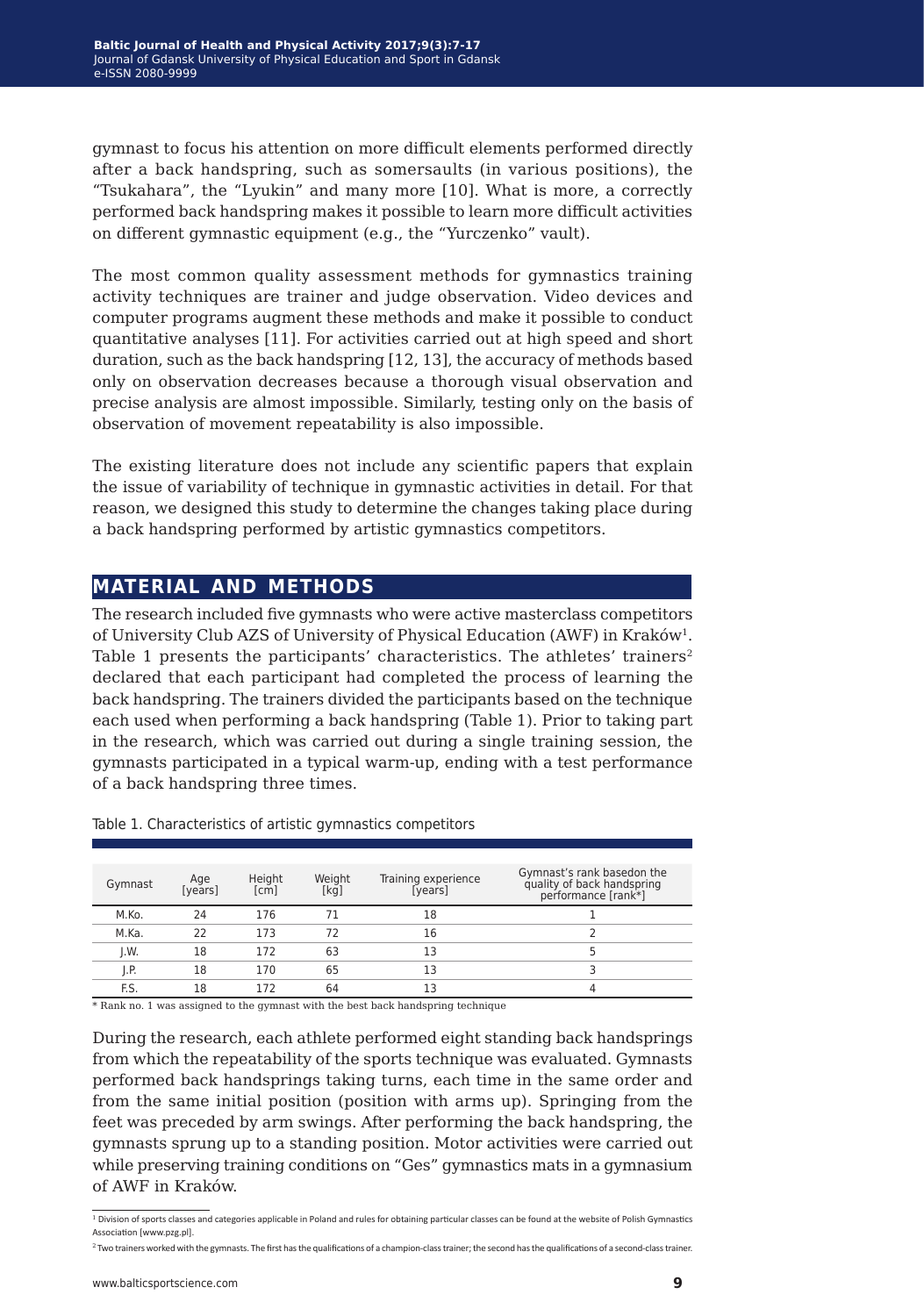gymnast to focus his attention on more difficult elements performed directly after a back handspring, such as somersaults (in various positions), the "Tsukahara", the "Lyukin" and many more [10]. What is more, a correctly performed back handspring makes it possible to learn more difficult activities on different gymnastic equipment (e.g., the "Yurczenko" vault).

The most common quality assessment methods for gymnastics training activity techniques are trainer and judge observation. Video devices and computer programs augment these methods and make it possible to conduct quantitative analyses [11]. For activities carried out at high speed and short duration, such as the back handspring [12, 13], the accuracy of methods based only on observation decreases because a thorough visual observation and precise analysis are almost impossible. Similarly, testing only on the basis of observation of movement repeatability is also impossible.

The existing literature does not include any scientific papers that explain the issue of variability of technique in gymnastic activities in detail. For that reason, we designed this study to determine the changes taking place during a back handspring performed by artistic gymnastics competitors.

## MATERIAL AND METHODS

The research included five gymnasts who were active masterclass competitors of University Club AZS of University of Physical Education (AWF) in Kraków[1]. Table 1 presents the participants' characteristics. The athletes' trainers[2] declared that each participant had completed the process of learning the back handspring. The trainers divided the participants based on the technique each used when performing a back handspring (Table 1). Prior to taking part in the research, which was carried out during a single training session, the gymnasts participated in a typical warm-up, ending with a test performance of a back handspring three times.

Table 1. Characteristics of artistic gymnastics competitors

| Gymnast | Age [years] | Height [cm] | Weight [kg] | Training experience [years] | Gymnast's rank basedon the quality of back handspring performance [rank*] |
|---|---|---|---|---|---|
| M.Ko. | 24 | 176 | 71 | 18 | 1 |
| M.Ka. | 22 | 173 | 72 | 16 | 2 |
| J.W. | 18 | 172 | 63 | 13 | 5 |
| J.P. | 18 | 170 | 65 | 13 | 3 |
| F.S. | 18 | 172 | 64 | 13 | 4 |

* Rank no. 1 was assigned to the gymnast with the best back handspring technique

During the research, each athlete performed eight standing back handsprings from which the repeatability of the sports technique was evaluated. Gymnasts performed back handsprings taking turns, each time in the same order and from the same initial position (position with arms up). Springing from the feet was preceded by arm swings. After performing the back handspring, the gymnasts sprung up to a standing position. Motor activities were carried out while preserving training conditions on "Ges" gymnastics mats in a gymnasium of AWF in Kraków.

[1] Division of sports classes and categories applicable in Poland and rules for obtaining particular classes can be found at the website of Polish Gymnastics Association [www.pzg.pl].

[2] Two trainers worked with the gymnasts. The first has the qualifications of a champion-class trainer; the second has the qualifications of a second-class trainer.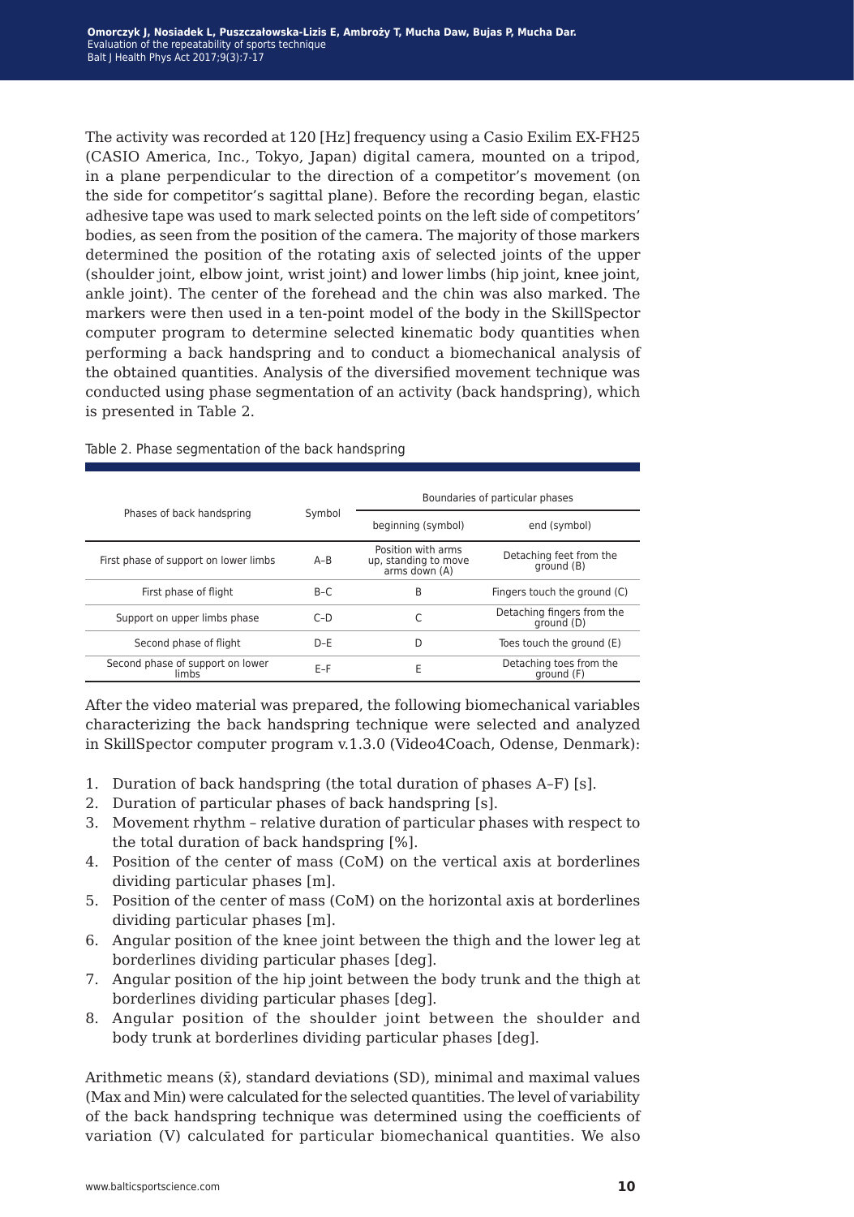The activity was recorded at 120 [Hz] frequency using a Casio Exilim EX-FH25 (CASIO America, Inc., Tokyo, Japan) digital camera, mounted on a tripod, in a plane perpendicular to the direction of a competitor's movement (on the side for competitor's sagittal plane). Before the recording began, elastic adhesive tape was used to mark selected points on the left side of competitors' bodies, as seen from the position of the camera. The majority of those markers determined the position of the rotating axis of selected joints of the upper (shoulder joint, elbow joint, wrist joint) and lower limbs (hip joint, knee joint, ankle joint). The center of the forehead and the chin was also marked. The markers were then used in a ten-point model of the body in the SkillSpector computer program to determine selected kinematic body quantities when performing a back handspring and to conduct a biomechanical analysis of the obtained quantities. Analysis of the diversified movement technique was conducted using phase segmentation of an activity (back handspring), which is presented in Table 2.

Table 2. Phase segmentation of the back handspring

| Phases of back handspring | Symbol | Boundaries of particular phases | |
|---|---|---|---|
| | | beginning (symbol) | end (symbol) |
| First phase of support on lower limbs | A–B | Position with arms up, standing to move arms down (A) | Detaching feet from the ground (B) |
| First phase of flight | B–C | B | Fingers touch the ground (C) |
| Support on upper limbs phase | C–D | C | Detaching fingers from the ground (D) |
| Second phase of flight | D–E | D | Toes touch the ground (E) |
| Second phase of support on lower limbs | E–F | E | Detaching toes from the ground (F) |

After the video material was prepared, the following biomechanical variables characterizing the back handspring technique were selected and analyzed in SkillSpector computer program v.1.3.0 (Video4Coach, Odense, Denmark):

1. Duration of back handspring (the total duration of phases A–F) [s].
2. Duration of particular phases of back handspring [s].
3. Movement rhythm – relative duration of particular phases with respect to the total duration of back handspring [%].
4. Position of the center of mass (CoM) on the vertical axis at borderlines dividing particular phases [m].
5. Position of the center of mass (CoM) on the horizontal axis at borderlines dividing particular phases [m].
6. Angular position of the knee joint between the thigh and the lower leg at borderlines dividing particular phases [deg].
7. Angular position of the hip joint between the body trunk and the thigh at borderlines dividing particular phases [deg].
8. Angular position of the shoulder joint between the shoulder and body trunk at borderlines dividing particular phases [deg].

Arithmetic means ($\bar{x}$), standard deviations (SD), minimal and maximal values (Max and Min) were calculated for the selected quantities. The level of variability of the back handspring technique was determined using the coefficients of variation (V) calculated for particular biomechanical quantities. We also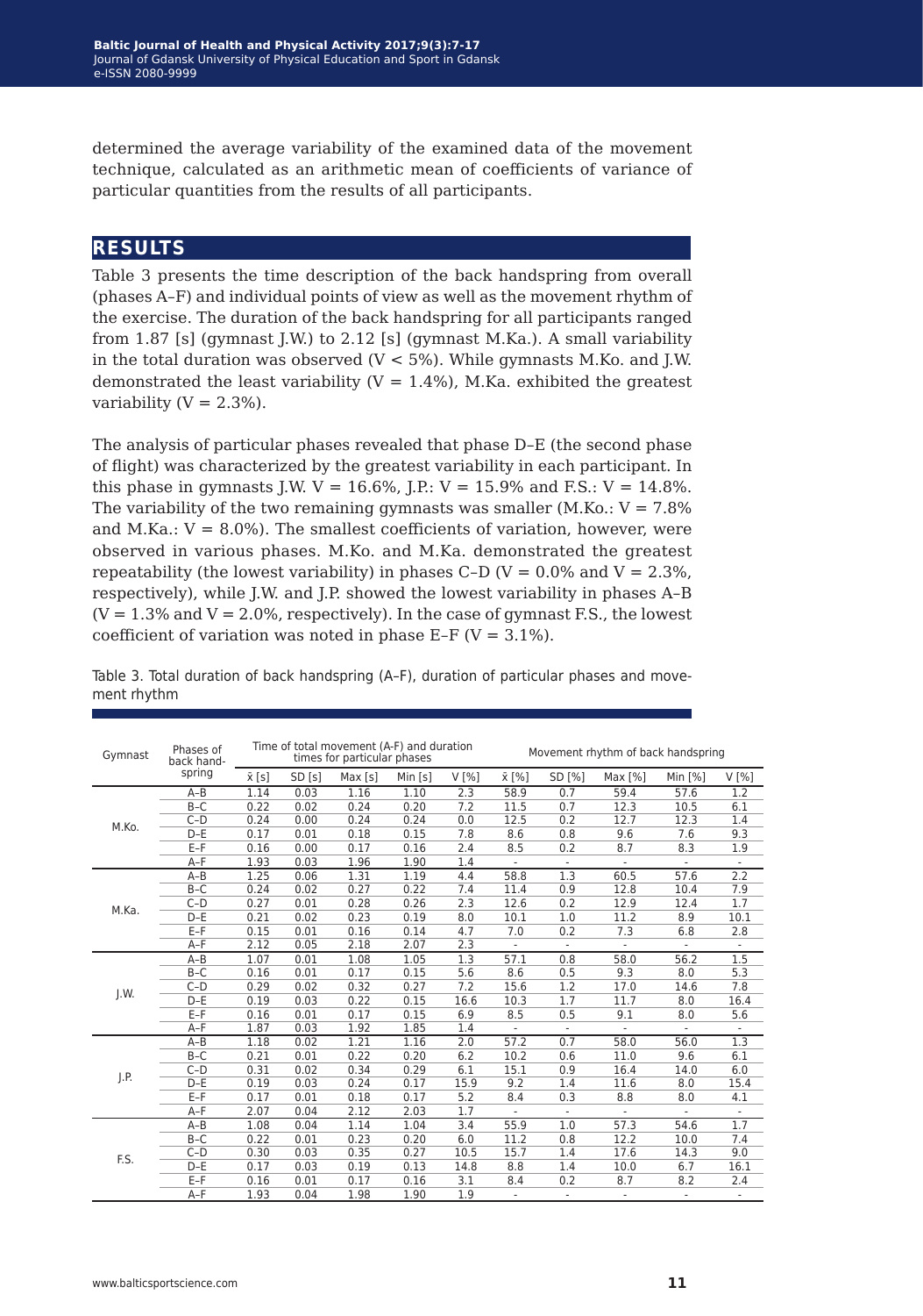determined the average variability of the examined data of the movement technique, calculated as an arithmetic mean of coefficients of variance of particular quantities from the results of all participants.

## RESULTS

Table 3 presents the time description of the back handspring from overall (phases A–F) and individual points of view as well as the movement rhythm of the exercise. The duration of the back handspring for all participants ranged from 1.87 [s] (gymnast J.W.) to 2.12 [s] (gymnast M.Ka.). A small variability in the total duration was observed (V < 5%). While gymnasts M.Ko. and J.W. demonstrated the least variability (V = 1.4%), M.Ka. exhibited the greatest variability (V = 2.3%).

The analysis of particular phases revealed that phase D–E (the second phase of flight) was characterized by the greatest variability in each participant. In this phase in gymnasts J.W. V = 16.6%, J.P.: V = 15.9% and F.S.: V = 14.8%. The variability of the two remaining gymnasts was smaller (M.Ko.: V = 7.8% and M.Ka.: V = 8.0%). The smallest coefficients of variation, however, were observed in various phases. M.Ko. and M.Ka. demonstrated the greatest repeatability (the lowest variability) in phases C–D (V = 0.0% and V = 2.3%, respectively), while J.W. and J.P. showed the lowest variability in phases A–B (V = 1.3% and V = 2.0%, respectively). In the case of gymnast F.S., the lowest coefficient of variation was noted in phase E–F (V = 3.1%).

Table 3. Total duration of back handspring (A–F), duration of particular phases and movement rhythm

| Gymnast | Phases of back handspring | Time of total movement (A-F) and duration times for particular phases | | | | | Movement rhythm of back handspring | | | | |
|---|---|---|---|---|---|---|---|---|---|---|---|
| | | x̄ [s] | SD [s] | Max [s] | Min [s] | V [%] | x̄ [%] | SD [%] | Max [%] | Min [%] | V [%] |
| M.Ko. | A–B | 1.14 | 0.03 | 1.16 | 1.10 | 2.3 | 58.9 | 0.7 | 59.4 | 57.6 | 1.2 |
| | B–C | 0.22 | 0.02 | 0.24 | 0.20 | 7.2 | 11.5 | 0.7 | 12.3 | 10.5 | 6.1 |
| | C–D | 0.24 | 0.00 | 0.24 | 0.24 | 0.0 | 12.5 | 0.2 | 12.7 | 12.3 | 1.4 |
| | D–E | 0.17 | 0.01 | 0.18 | 0.15 | 7.8 | 8.6 | 0.8 | 9.6 | 7.6 | 9.3 |
| | E–F | 0.16 | 0.00 | 0.17 | 0.16 | 2.4 | 8.5 | 0.2 | 8.7 | 8.3 | 1.9 |
| | A–F | 1.93 | 0.03 | 1.96 | 1.90 | 1.4 | - | - | - | - | - |
| M.Ka. | A–B | 1.25 | 0.06 | 1.31 | 1.19 | 4.4 | 58.8 | 1.3 | 60.5 | 57.6 | 2.2 |
| | B–C | 0.24 | 0.02 | 0.27 | 0.22 | 7.4 | 11.4 | 0.9 | 12.8 | 10.4 | 7.9 |
| | C–D | 0.27 | 0.01 | 0.28 | 0.26 | 2.3 | 12.6 | 0.2 | 12.9 | 12.4 | 1.7 |
| | D–E | 0.21 | 0.02 | 0.23 | 0.19 | 8.0 | 10.1 | 1.0 | 11.2 | 8.9 | 10.1 |
| | E–F | 0.15 | 0.01 | 0.16 | 0.14 | 4.7 | 7.0 | 0.2 | 7.3 | 6.8 | 2.8 |
| | A–F | 2.12 | 0.05 | 2.18 | 2.07 | 2.3 | - | - | - | - | - |
| J.W. | A–B | 1.07 | 0.01 | 1.08 | 1.05 | 1.3 | 57.1 | 0.8 | 58.0 | 56.2 | 1.5 |
| | B–C | 0.16 | 0.01 | 0.17 | 0.15 | 5.6 | 8.6 | 0.5 | 9.3 | 8.0 | 5.3 |
| | C–D | 0.29 | 0.02 | 0.32 | 0.27 | 7.2 | 15.6 | 1.2 | 17.0 | 14.6 | 7.8 |
| | D–E | 0.19 | 0.03 | 0.22 | 0.15 | 16.6 | 10.3 | 1.7 | 11.7 | 8.0 | 16.4 |
| | E–F | 0.16 | 0.01 | 0.17 | 0.15 | 6.9 | 8.5 | 0.5 | 9.1 | 8.0 | 5.6 |
| | A–F | 1.87 | 0.03 | 1.92 | 1.85 | 1.4 | - | - | - | - | - |
| J.P. | A–B | 1.18 | 0.02 | 1.21 | 1.16 | 2.0 | 57.2 | 0.7 | 58.0 | 56.0 | 1.3 |
| | B–C | 0.21 | 0.01 | 0.22 | 0.20 | 6.2 | 10.2 | 0.6 | 11.0 | 9.6 | 6.1 |
| | C–D | 0.31 | 0.02 | 0.34 | 0.29 | 6.1 | 15.1 | 0.9 | 16.4 | 14.0 | 6.0 |
| | D–E | 0.19 | 0.03 | 0.24 | 0.17 | 15.9 | 9.2 | 1.4 | 11.6 | 8.0 | 15.4 |
| | E–F | 0.17 | 0.01 | 0.18 | 0.17 | 5.2 | 8.4 | 0.3 | 8.8 | 8.0 | 4.1 |
| | A–F | 2.07 | 0.04 | 2.12 | 2.03 | 1.7 | - | - | - | - | - |
| F.S. | A–B | 1.08 | 0.04 | 1.14 | 1.04 | 3.4 | 55.9 | 1.0 | 57.3 | 54.6 | 1.7 |
| | B–C | 0.22 | 0.01 | 0.23 | 0.20 | 6.0 | 11.2 | 0.8 | 12.2 | 10.0 | 7.4 |
| | C–D | 0.30 | 0.03 | 0.35 | 0.27 | 10.5 | 15.7 | 1.4 | 17.6 | 14.3 | 9.0 |
| | D–E | 0.17 | 0.03 | 0.19 | 0.13 | 14.8 | 8.8 | 1.4 | 10.0 | 6.7 | 16.1 |
| | E–F | 0.16 | 0.01 | 0.17 | 0.16 | 3.1 | 8.4 | 0.2 | 8.7 | 8.2 | 2.4 |
| | A–F | 1.93 | 0.04 | 1.98 | 1.90 | 1.9 | - | - | - | - | - |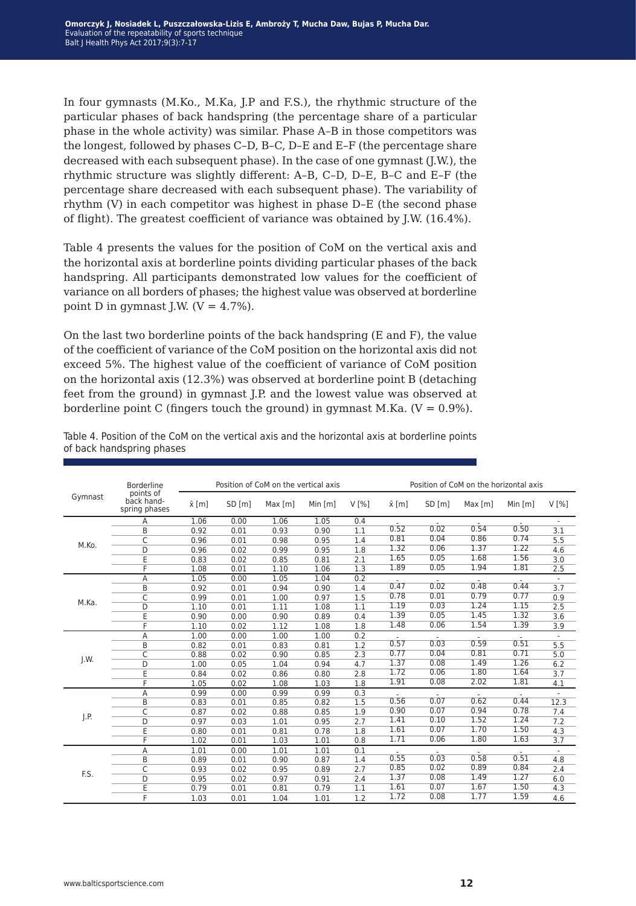In four gymnasts (M.Ko., M.Ka, J.P and F.S.), the rhythmic structure of the particular phases of back handspring (the percentage share of a particular phase in the whole activity) was similar. Phase A–B in those competitors was the longest, followed by phases C–D, B–C, D–E and E–F (the percentage share decreased with each subsequent phase). In the case of one gymnast (J.W.), the rhythmic structure was slightly different: A–B, C–D, D–E, B–C and E–F (the percentage share decreased with each subsequent phase). The variability of rhythm (V) in each competitor was highest in phase D–E (the second phase of flight). The greatest coefficient of variance was obtained by J.W. (16.4%).

Table 4 presents the values for the position of CoM on the vertical axis and the horizontal axis at borderline points dividing particular phases of the back handspring. All participants demonstrated low values for the coefficient of variance on all borders of phases; the highest value was observed at borderline point D in gymnast J.W. (V = 4.7%).

On the last two borderline points of the back handspring (E and F), the value of the coefficient of variance of the CoM position on the horizontal axis did not exceed 5%. The highest value of the coefficient of variance of CoM position on the horizontal axis (12.3%) was observed at borderline point B (detaching feet from the ground) in gymnast J.P. and the lowest value was observed at borderline point C (fingers touch the ground) in gymnast M.Ka. (V = 0.9%).

Table 4. Position of the CoM on the vertical axis and the horizontal axis at borderline points of back handspring phases

| Gymnast | Borderline points of back hand-spring phases | Position of CoM on the vertical axis | | | | | Position of CoM on the horizontal axis | | | | |
|---|---|---|---|---|---|---|---|---|---|---|---|
| | | x̄ [m] | SD [m] | Max [m] | Min [m] | V [%] | x̄ [m] | SD [m] | Max [m] | Min [m] | V [%] |
| M.Ko. | A | 1.06 | 0.00 | 1.06 | 1.05 | 0.4 | - | - | - | - | - |
| | B | 0.92 | 0.01 | 0.93 | 0.90 | 1.1 | 0.52 | 0.02 | 0.54 | 0.50 | 3.1 |
| | C | 0.96 | 0.01 | 0.98 | 0.95 | 1.4 | 0.81 | 0.04 | 0.86 | 0.74 | 5.5 |
| | D | 0.96 | 0.02 | 0.99 | 0.95 | 1.8 | 1.32 | 0.06 | 1.37 | 1.22 | 4.6 |
| | E | 0.83 | 0.02 | 0.85 | 0.81 | 2.1 | 1.65 | 0.05 | 1.68 | 1.56 | 3.0 |
| | F | 1.08 | 0.01 | 1.10 | 1.06 | 1.3 | 1.89 | 0.05 | 1.94 | 1.81 | 2.5 |
| M.Ka. | A | 1.05 | 0.00 | 1.05 | 1.04 | 0.2 | - | - | - | - | - |
| | B | 0.92 | 0.01 | 0.94 | 0.90 | 1.4 | 0.47 | 0.02 | 0.48 | 0.44 | 3.7 |
| | C | 0.99 | 0.01 | 1.00 | 0.97 | 1.5 | 0.78 | 0.01 | 0.79 | 0.77 | 0.9 |
| | D | 1.10 | 0.01 | 1.11 | 1.08 | 1.1 | 1.19 | 0.03 | 1.24 | 1.15 | 2.5 |
| | E | 0.90 | 0.00 | 0.90 | 0.89 | 0.4 | 1.39 | 0.05 | 1.45 | 1.32 | 3.6 |
| | F | 1.10 | 0.02 | 1.12 | 1.08 | 1.8 | 1.48 | 0.06 | 1.54 | 1.39 | 3.9 |
| J.W. | A | 1.00 | 0.00 | 1.00 | 1.00 | 0.2 | - | - | - | - | - |
| | B | 0.82 | 0.01 | 0.83 | 0.81 | 1.2 | 0.57 | 0.03 | 0.59 | 0.51 | 5.5 |
| | C | 0.88 | 0.02 | 0.90 | 0.85 | 2.3 | 0.77 | 0.04 | 0.81 | 0.71 | 5.0 |
| | D | 1.00 | 0.05 | 1.04 | 0.94 | 4.7 | 1.37 | 0.08 | 1.49 | 1.26 | 6.2 |
| | E | 0.84 | 0.02 | 0.86 | 0.80 | 2.8 | 1.72 | 0.06 | 1.80 | 1.64 | 3.7 |
| | F | 1.05 | 0.02 | 1.08 | 1.03 | 1.8 | 1.91 | 0.08 | 2.02 | 1.81 | 4.1 |
| J.P. | A | 0.99 | 0.00 | 0.99 | 0.99 | 0.3 | - | - | - | - | - |
| | B | 0.83 | 0.01 | 0.85 | 0.82 | 1.5 | 0.56 | 0.07 | 0.62 | 0.44 | 12.3 |
| | C | 0.87 | 0.02 | 0.88 | 0.85 | 1.9 | 0.90 | 0.07 | 0.94 | 0.78 | 7.4 |
| | D | 0.97 | 0.03 | 1.01 | 0.95 | 2.7 | 1.41 | 0.10 | 1.52 | 1.24 | 7.2 |
| | E | 0.80 | 0.01 | 0.81 | 0.78 | 1.8 | 1.61 | 0.07 | 1.70 | 1.50 | 4.3 |
| | F | 1.02 | 0.01 | 1.03 | 1.01 | 0.8 | 1.71 | 0.06 | 1.80 | 1.63 | 3.7 |
| F.S. | A | 1.01 | 0.00 | 1.01 | 1.01 | 0.1 | - | - | - | - | - |
| | B | 0.89 | 0.01 | 0.90 | 0.87 | 1.4 | 0.55 | 0.03 | 0.58 | 0.51 | 4.8 |
| | C | 0.93 | 0.02 | 0.95 | 0.89 | 2.7 | 0.85 | 0.02 | 0.89 | 0.84 | 2.4 |
| | D | 0.95 | 0.02 | 0.97 | 0.91 | 2.4 | 1.37 | 0.08 | 1.49 | 1.27 | 6.0 |
| | E | 0.79 | 0.01 | 0.81 | 0.79 | 1.1 | 1.61 | 0.07 | 1.67 | 1.50 | 4.3 |
| | F | 1.03 | 0.01 | 1.04 | 1.01 | 1.2 | 1.72 | 0.08 | 1.77 | 1.59 | 4.6 |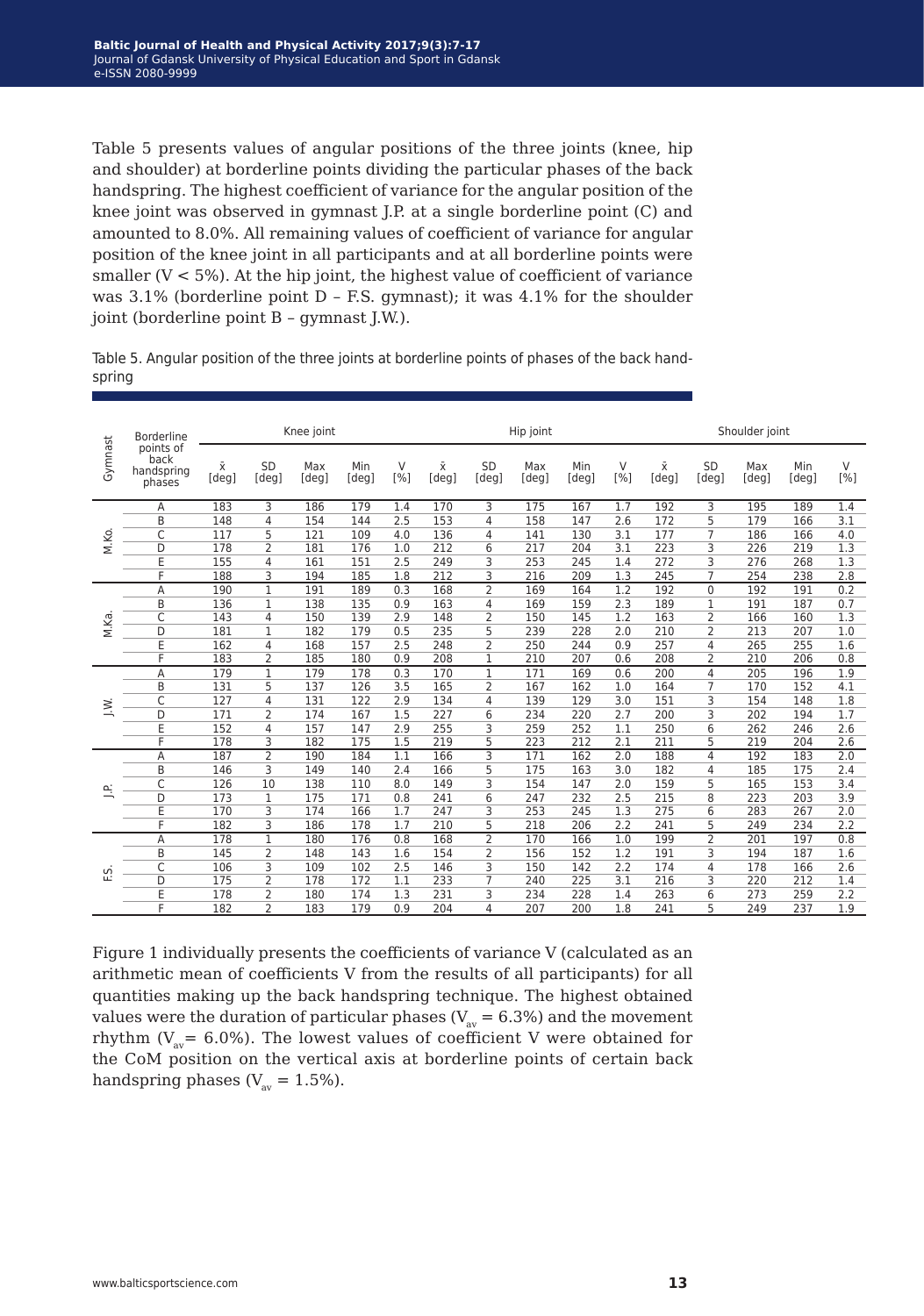Table 5 presents values of angular positions of the three joints (knee, hip and shoulder) at borderline points dividing the particular phases of the back handspring. The highest coefficient of variance for the angular position of the knee joint was observed in gymnast J.P. at a single borderline point (C) and amounted to 8.0%. All remaining values of coefficient of variance for angular position of the knee joint in all participants and at all borderline points were smaller ($V < 5\%$). At the hip joint, the highest value of coefficient of variance was 3.1% (borderline point D – F.S. gymnast); it was 4.1% for the shoulder joint (borderline point B – gymnast J.W.).

Table 5. Angular position of the three joints at borderline points of phases of the back handspring

| Gymnast | Borderline points of back handspring phases | Knee joint | | | | | Hip joint | | | | | Shoulder joint | | | | |
|---|---|---|---|---|---|---|---|---|---|---|---|---|---|---|---|---|
| | | x̄ [deg] | SD [deg] | Max [deg] | Min [deg] | V [%] | x̄ [deg] | SD [deg] | Max [deg] | Min [deg] | V [%] | x̄ [deg] | SD [deg] | Max [deg] | Min [deg] | V [%] |
| M.Ko. | A | 183 | 3 | 186 | 179 | 1.4 | 170 | 3 | 175 | 167 | 1.7 | 192 | 3 | 195 | 189 | 1.4 |
| | B | 148 | 4 | 154 | 144 | 2.5 | 153 | 4 | 158 | 147 | 2.6 | 172 | 5 | 179 | 166 | 3.1 |
| | C | 117 | 5 | 121 | 109 | 4.0 | 136 | 4 | 141 | 130 | 3.1 | 177 | 7 | 186 | 166 | 4.0 |
| | D | 178 | 2 | 181 | 176 | 1.0 | 212 | 6 | 217 | 204 | 3.1 | 223 | 3 | 226 | 219 | 1.3 |
| | E | 155 | 4 | 161 | 151 | 2.5 | 249 | 3 | 253 | 245 | 1.4 | 272 | 3 | 276 | 268 | 1.3 |
| | F | 188 | 3 | 194 | 185 | 1.8 | 212 | 3 | 216 | 209 | 1.3 | 245 | 7 | 254 | 238 | 2.8 |
| M.Ka. | A | 190 | 1 | 191 | 189 | 0.3 | 168 | 2 | 169 | 164 | 1.2 | 192 | 0 | 192 | 191 | 0.2 |
| | B | 136 | 1 | 138 | 135 | 0.9 | 163 | 4 | 169 | 159 | 2.3 | 189 | 1 | 191 | 187 | 0.7 |
| | C | 143 | 4 | 150 | 139 | 2.9 | 148 | 2 | 150 | 145 | 1.2 | 163 | 2 | 166 | 160 | 1.3 |
| | D | 181 | 1 | 182 | 179 | 0.5 | 235 | 5 | 239 | 228 | 2.0 | 210 | 2 | 213 | 207 | 1.0 |
| | E | 162 | 4 | 168 | 157 | 2.5 | 248 | 2 | 250 | 244 | 0.9 | 257 | 4 | 265 | 255 | 1.6 |
| | F | 183 | 2 | 185 | 180 | 0.9 | 208 | 1 | 210 | 207 | 0.6 | 208 | 2 | 210 | 206 | 0.8 |
| J.W. | A | 179 | 1 | 179 | 178 | 0.3 | 170 | 1 | 171 | 169 | 0.6 | 200 | 4 | 205 | 196 | 1.9 |
| | B | 131 | 5 | 137 | 126 | 3.5 | 165 | 2 | 167 | 162 | 1.0 | 164 | 7 | 170 | 152 | 4.1 |
| | C | 127 | 4 | 131 | 122 | 2.9 | 134 | 4 | 139 | 129 | 3.0 | 151 | 3 | 154 | 148 | 1.8 |
| | D | 171 | 2 | 174 | 167 | 1.5 | 227 | 6 | 234 | 220 | 2.7 | 200 | 3 | 202 | 194 | 1.7 |
| | E | 152 | 4 | 157 | 147 | 2.9 | 255 | 3 | 259 | 252 | 1.1 | 250 | 6 | 262 | 246 | 2.6 |
| | F | 178 | 3 | 182 | 175 | 1.5 | 219 | 5 | 223 | 212 | 2.1 | 211 | 5 | 219 | 204 | 2.6 |
| J.P. | A | 187 | 2 | 190 | 184 | 1.1 | 166 | 3 | 171 | 162 | 2.0 | 188 | 4 | 192 | 183 | 2.0 |
| | B | 146 | 3 | 149 | 140 | 2.4 | 166 | 5 | 175 | 163 | 3.0 | 182 | 4 | 185 | 175 | 2.4 |
| | C | 126 | 10 | 138 | 110 | 8.0 | 149 | 3 | 154 | 147 | 2.0 | 159 | 5 | 165 | 153 | 3.4 |
| | D | 173 | 1 | 175 | 171 | 0.8 | 241 | 6 | 247 | 232 | 2.5 | 215 | 8 | 223 | 203 | 3.9 |
| | E | 170 | 3 | 174 | 166 | 1.7 | 247 | 3 | 253 | 245 | 1.3 | 275 | 6 | 283 | 267 | 2.0 |
| | F | 182 | 3 | 186 | 178 | 1.7 | 210 | 5 | 218 | 206 | 2.2 | 241 | 5 | 249 | 234 | 2.2 |
| F.S. | A | 178 | 1 | 180 | 176 | 0.8 | 168 | 2 | 170 | 166 | 1.0 | 199 | 2 | 201 | 197 | 0.8 |
| | B | 145 | 2 | 148 | 143 | 1.6 | 154 | 2 | 156 | 152 | 1.2 | 191 | 3 | 194 | 187 | 1.6 |
| | C | 106 | 3 | 109 | 102 | 2.5 | 146 | 3 | 150 | 142 | 2.2 | 174 | 4 | 178 | 166 | 2.6 |
| | D | 175 | 2 | 178 | 172 | 1.1 | 233 | 7 | 240 | 225 | 3.1 | 216 | 3 | 220 | 212 | 1.4 |
| | E | 178 | 2 | 180 | 174 | 1.3 | 231 | 3 | 234 | 228 | 1.4 | 263 | 6 | 273 | 259 | 2.2 |
| | F | 182 | 2 | 183 | 179 | 0.9 | 204 | 4 | 207 | 200 | 1.8 | 241 | 5 | 249 | 237 | 1.9 |

Figure 1 individually presents the coefficients of variance V (calculated as an arithmetic mean of coefficients V from the results of all participants) for all quantities making up the back handspring technique. The highest obtained values were the duration of particular phases ($V_{av} = 6.3\%$) and the movement rhythm ($V_{av} = 6.0\%$). The lowest values of coefficient V were obtained for the CoM position on the vertical axis at borderline points of certain back handspring phases ($V_{av} = 1.5\%$).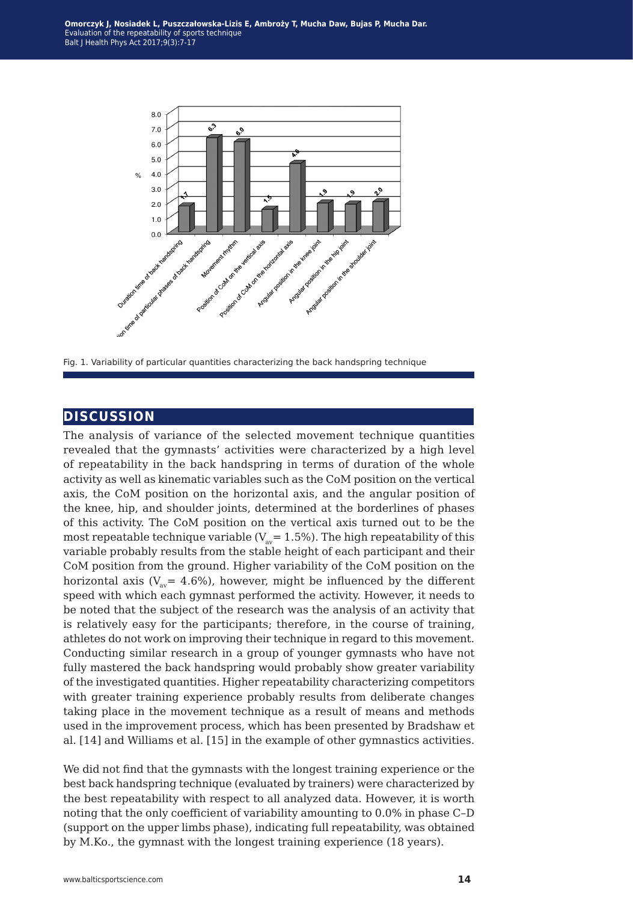Fig. 1. Variability of particular quantities characterizing the back handspring technique

## DISCUSSION

The analysis of variance of the selected movement technique quantities revealed that the gymnasts' activities were characterized by a high level of repeatability in the back handspring in terms of duration of the whole activity as well as kinematic variables such as the CoM position on the vertical axis, the CoM position on the horizontal axis, and the angular position of the knee, hip, and shoulder joints, determined at the borderlines of phases of this activity. The CoM position on the vertical axis turned out to be the most repeatable technique variable ($V_{av}$ = 1.5%). The high repeatability of this variable probably results from the stable height of each participant and their CoM position from the ground. Higher variability of the CoM position on the horizontal axis ($V_{av}$ = 4.6%), however, might be influenced by the different speed with which each gymnast performed the activity. However, it needs to be noted that the subject of the research was the analysis of an activity that is relatively easy for the participants; therefore, in the course of training, athletes do not work on improving their technique in regard to this movement. Conducting similar research in a group of younger gymnasts who have not fully mastered the back handspring would probably show greater variability of the investigated quantities. Higher repeatability characterizing competitors with greater training experience probably results from deliberate changes taking place in the movement technique as a result of means and methods used in the improvement process, which has been presented by Bradshaw et al. [14] and Williams et al. [15] in the example of other gymnastics activities.

We did not find that the gymnasts with the longest training experience or the best back handspring technique (evaluated by trainers) were characterized by the best repeatability with respect to all analyzed data. However, it is worth noting that the only coefficient of variability amounting to 0.0% in phase C–D (support on the upper limbs phase), indicating full repeatability, was obtained by M.Ko., the gymnast with the longest training experience (18 years).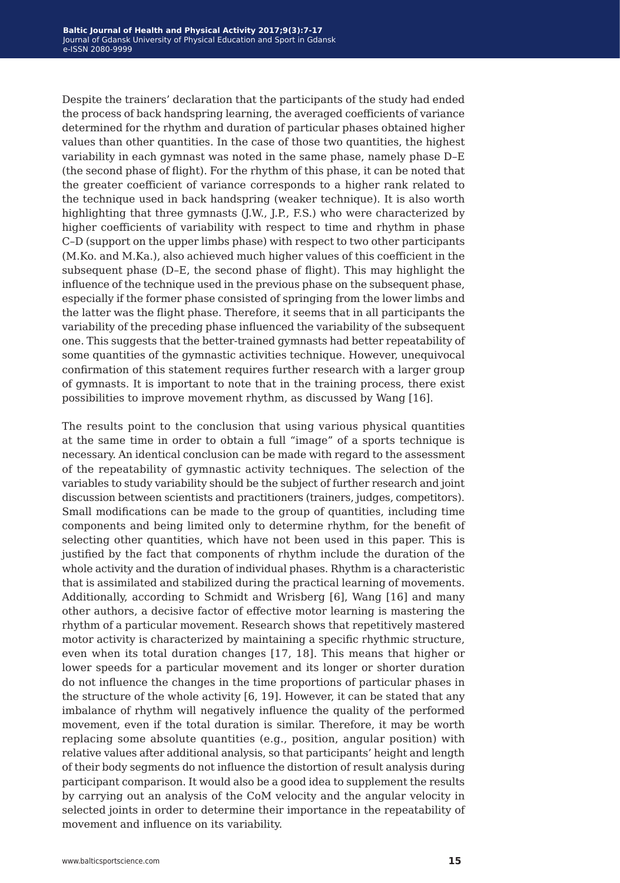Despite the trainers' declaration that the participants of the study had ended the process of back handspring learning, the averaged coefficients of variance determined for the rhythm and duration of particular phases obtained higher values than other quantities. In the case of those two quantities, the highest variability in each gymnast was noted in the same phase, namely phase D–E (the second phase of flight). For the rhythm of this phase, it can be noted that the greater coefficient of variance corresponds to a higher rank related to the technique used in back handspring (weaker technique). It is also worth highlighting that three gymnasts (J.W., J.P., F.S.) who were characterized by higher coefficients of variability with respect to time and rhythm in phase C–D (support on the upper limbs phase) with respect to two other participants (M.Ko. and M.Ka.), also achieved much higher values of this coefficient in the subsequent phase (D–E, the second phase of flight). This may highlight the influence of the technique used in the previous phase on the subsequent phase, especially if the former phase consisted of springing from the lower limbs and the latter was the flight phase. Therefore, it seems that in all participants the variability of the preceding phase influenced the variability of the subsequent one. This suggests that the better-trained gymnasts had better repeatability of some quantities of the gymnastic activities technique. However, unequivocal confirmation of this statement requires further research with a larger group of gymnasts. It is important to note that in the training process, there exist possibilities to improve movement rhythm, as discussed by Wang [16].

The results point to the conclusion that using various physical quantities at the same time in order to obtain a full "image" of a sports technique is necessary. An identical conclusion can be made with regard to the assessment of the repeatability of gymnastic activity techniques. The selection of the variables to study variability should be the subject of further research and joint discussion between scientists and practitioners (trainers, judges, competitors). Small modifications can be made to the group of quantities, including time components and being limited only to determine rhythm, for the benefit of selecting other quantities, which have not been used in this paper. This is justified by the fact that components of rhythm include the duration of the whole activity and the duration of individual phases. Rhythm is a characteristic that is assimilated and stabilized during the practical learning of movements. Additionally, according to Schmidt and Wrisberg [6], Wang [16] and many other authors, a decisive factor of effective motor learning is mastering the rhythm of a particular movement. Research shows that repetitively mastered motor activity is characterized by maintaining a specific rhythmic structure, even when its total duration changes [17, 18]. This means that higher or lower speeds for a particular movement and its longer or shorter duration do not influence the changes in the time proportions of particular phases in the structure of the whole activity [6, 19]. However, it can be stated that any imbalance of rhythm will negatively influence the quality of the performed movement, even if the total duration is similar. Therefore, it may be worth replacing some absolute quantities (e.g., position, angular position) with relative values after additional analysis, so that participants' height and length of their body segments do not influence the distortion of result analysis during participant comparison. It would also be a good idea to supplement the results by carrying out an analysis of the CoM velocity and the angular velocity in selected joints in order to determine their importance in the repeatability of movement and influence on its variability.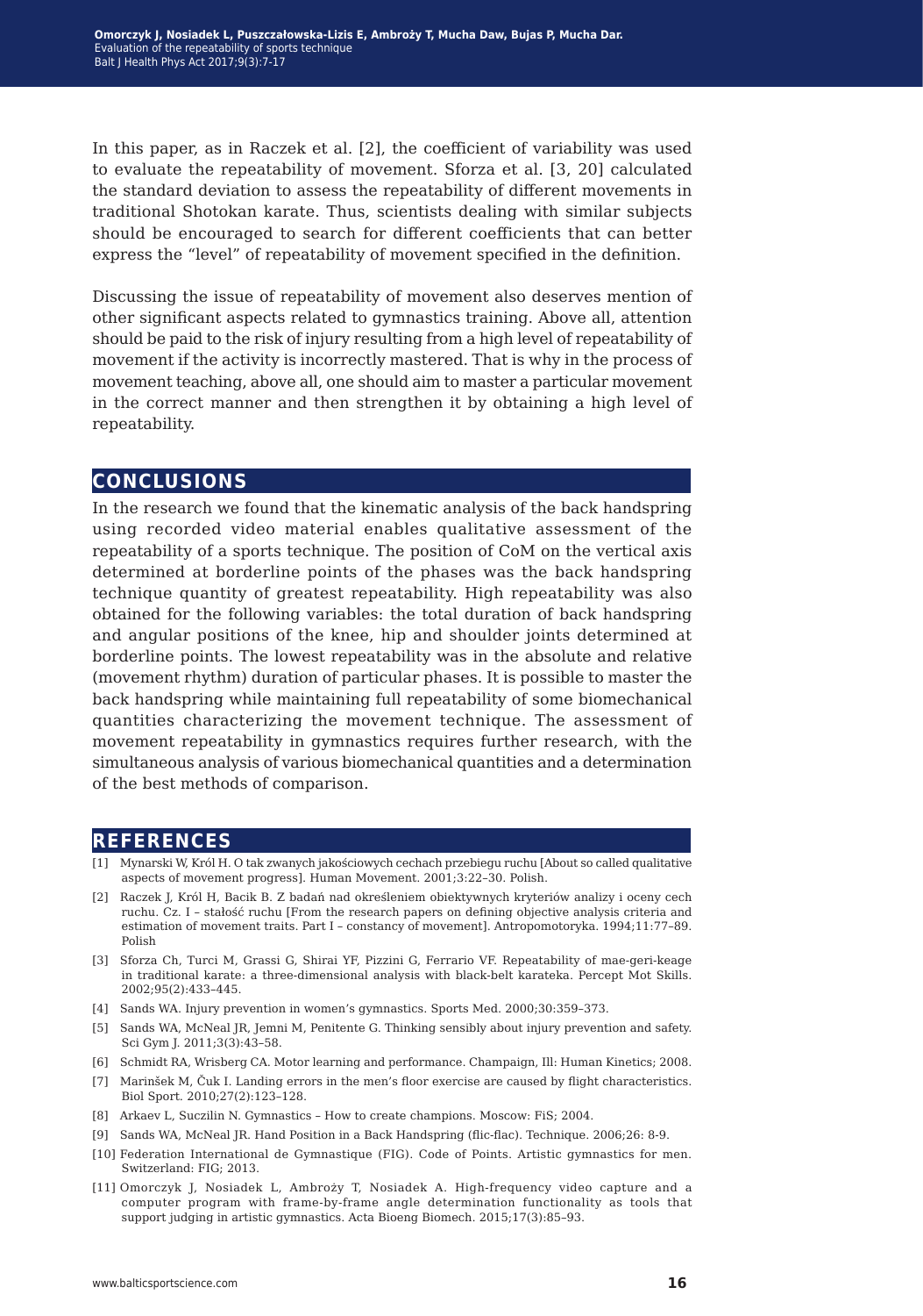In this paper, as in Raczek et al. [2], the coefficient of variability was used to evaluate the repeatability of movement. Sforza et al. [3, 20] calculated the standard deviation to assess the repeatability of different movements in traditional Shotokan karate. Thus, scientists dealing with similar subjects should be encouraged to search for different coefficients that can better express the "level" of repeatability of movement specified in the definition.

Discussing the issue of repeatability of movement also deserves mention of other significant aspects related to gymnastics training. Above all, attention should be paid to the risk of injury resulting from a high level of repeatability of movement if the activity is incorrectly mastered. That is why in the process of movement teaching, above all, one should aim to master a particular movement in the correct manner and then strengthen it by obtaining a high level of repeatability.

## CONCLUSIONS

In the research we found that the kinematic analysis of the back handspring using recorded video material enables qualitative assessment of the repeatability of a sports technique. The position of CoM on the vertical axis determined at borderline points of the phases was the back handspring technique quantity of greatest repeatability. High repeatability was also obtained for the following variables: the total duration of back handspring and angular positions of the knee, hip and shoulder joints determined at borderline points. The lowest repeatability was in the absolute and relative (movement rhythm) duration of particular phases. It is possible to master the back handspring while maintaining full repeatability of some biomechanical quantities characterizing the movement technique. The assessment of movement repeatability in gymnastics requires further research, with the simultaneous analysis of various biomechanical quantities and a determination of the best methods of comparison.

## REFERENCES

[1] Mynarski W, Król H. O tak zwanych jakościowych cechach przebiegu ruchu [About so called qualitative aspects of movement progress]. Human Movement. 2001;3:22–30. Polish.

[2] Raczek J, Król H, Bacik B. Z badań nad określeniem obiektywnych kryteriów analizy i oceny cech ruchu. Cz. I – stałość ruchu [From the research papers on defining objective analysis criteria and estimation of movement traits. Part I – constancy of movement]. Antropomotoryka. 1994;11:77–89. Polish

[3] Sforza Ch, Turci M, Grassi G, Shirai YF, Pizzini G, Ferrario VF. Repeatability of mae-geri-keage in traditional karate: a three-dimensional analysis with black-belt karateka. Percept Mot Skills. 2002;95(2):433–445.

[4] Sands WA. Injury prevention in women's gymnastics. Sports Med. 2000;30:359–373.

[5] Sands WA, McNeal JR, Jemni M, Penitente G. Thinking sensibly about injury prevention and safety. Sci Gym J. 2011;3(3):43–58.

[6] Schmidt RA, Wrisberg CA. Motor learning and performance. Champaign, Ill: Human Kinetics; 2008.

[7] Marinšek M, Čuk I. Landing errors in the men's floor exercise are caused by flight characteristics. Biol Sport. 2010;27(2):123–128.

[8] Arkaev L, Suczilin N. Gymnastics – How to create champions. Moscow: FiS; 2004.

[9] Sands WA, McNeal JR. Hand Position in a Back Handspring (flic-flac). Technique. 2006;26: 8-9.

[10] Federation International de Gymnastique (FIG). Code of Points. Artistic gymnastics for men. Switzerland: FIG; 2013.

[11] Omorczyk J, Nosiadek L, Ambroży T, Nosiadek A. High-frequency video capture and a computer program with frame-by-frame angle determination functionality as tools that support judging in artistic gymnastics. Acta Bioeng Biomech. 2015;17(3):85–93.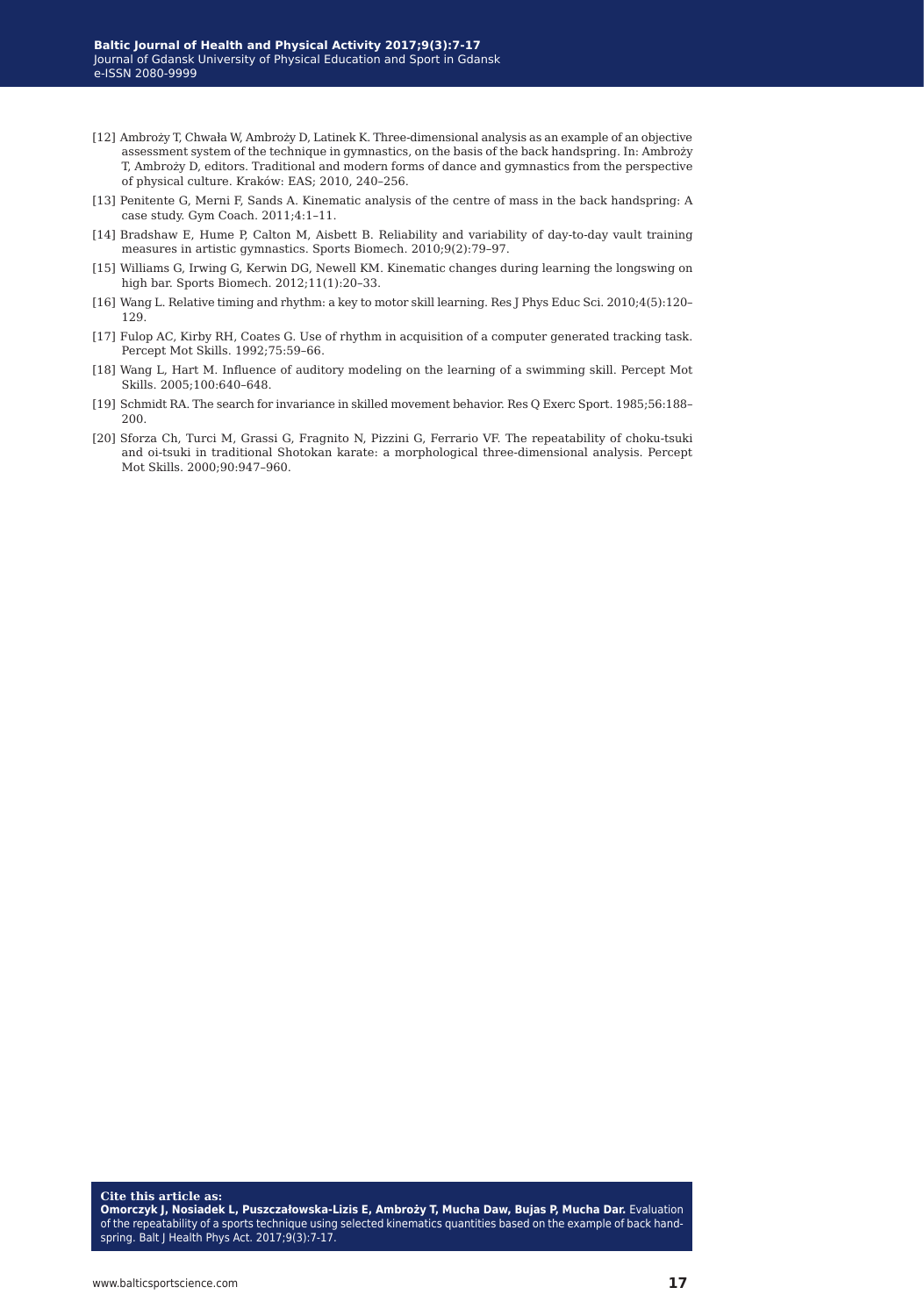[12] Ambroży T, Chwała W, Ambroży D, Latinek K. Three-dimensional analysis as an example of an objective assessment system of the technique in gymnastics, on the basis of the back handspring. In: Ambroży T, Ambroży D, editors. Traditional and modern forms of dance and gymnastics from the perspective of physical culture. Kraków: EAS; 2010, 240–256.

[13] Penitente G, Merni F, Sands A. Kinematic analysis of the centre of mass in the back handspring: A case study. Gym Coach. 2011;4:1–11.

[14] Bradshaw E, Hume P, Calton M, Aisbett B. Reliability and variability of day-to-day vault training measures in artistic gymnastics. Sports Biomech. 2010;9(2):79–97.

[15] Williams G, Irwing G, Kerwin DG, Newell KM. Kinematic changes during learning the longswing on high bar. Sports Biomech. 2012;11(1):20–33.

[16] Wang L. Relative timing and rhythm: a key to motor skill learning. Res J Phys Educ Sci. 2010;4(5):120–129.

[17] Fulop AC, Kirby RH, Coates G. Use of rhythm in acquisition of a computer generated tracking task. Percept Mot Skills. 1992;75:59–66.

[18] Wang L, Hart M. Influence of auditory modeling on the learning of a swimming skill. Percept Mot Skills. 2005;100:640–648.

[19] Schmidt RA. The search for invariance in skilled movement behavior. Res Q Exerc Sport. 1985;56:188–200.

[20] Sforza Ch, Turci M, Grassi G, Fragnito N, Pizzini G, Ferrario VF. The repeatability of choku-tsuki and oi-tsuki in traditional Shotokan karate: a morphological three-dimensional analysis. Percept Mot Skills. 2000;90:947–960.

**Cite this article as:**
**Omorczyk J, Nosiadek L, Puszczałowska-Lizis E, Ambroży T, Mucha Daw, Bujas P, Mucha Dar.** Evaluation of the repeatability of a sports technique using selected kinematics quantities based on the example of back handspring. Balt J Health Phys Act. 2017;9(3):7-17.